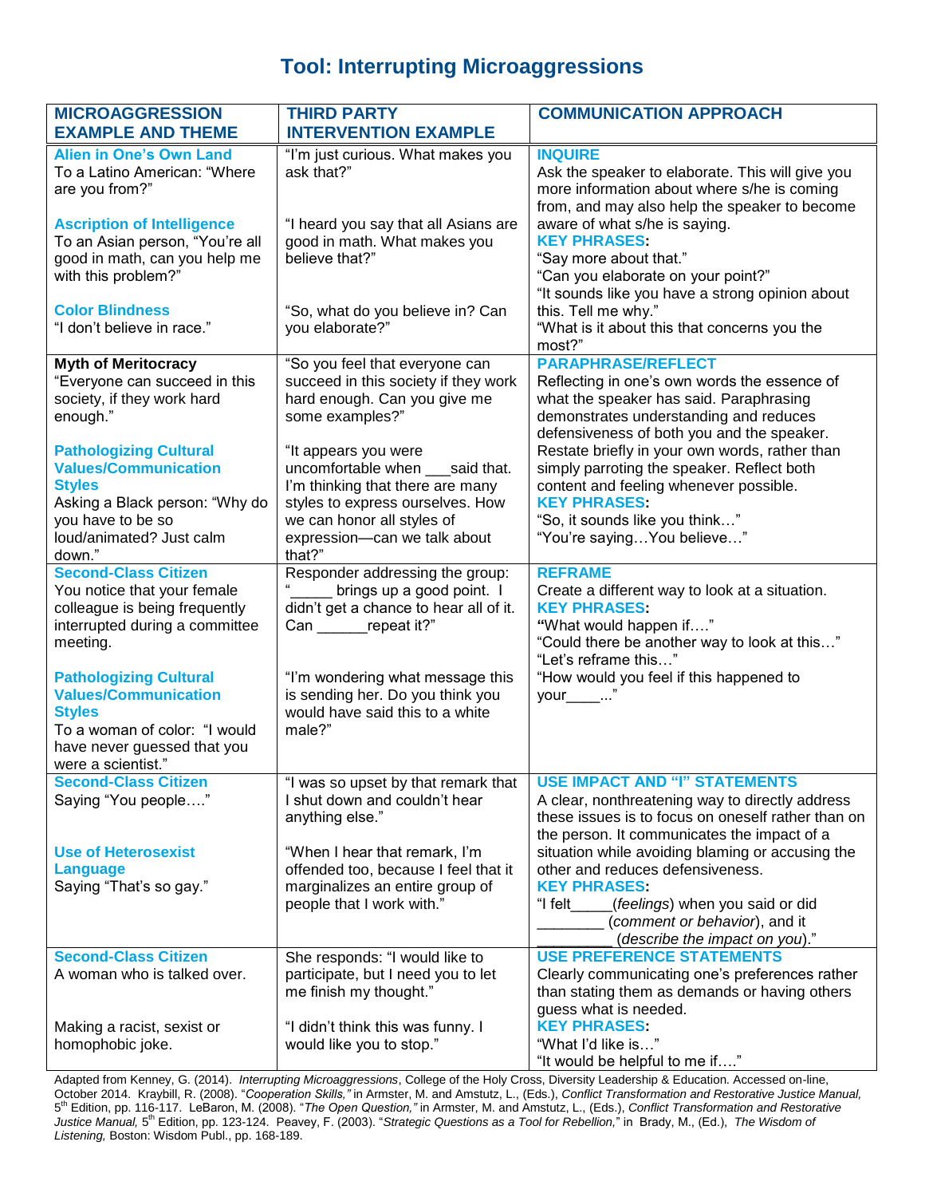# Tool: Interrupting Microaggressions

| MICROAGGRESSION EXAMPLE AND THEME | THIRD PARTY INTERVENTION EXAMPLE | COMMUNICATION APPROACH |
|---|---|---|
| **Alien in One's Own Land**<br>To a Latino American: "Where are you from?"<br><br>**Ascription of Intelligence**<br>To an Asian person, "You're all good in math, can you help me with this problem?"<br><br>**Color Blindness**<br>"I don't believe in race." | "I'm just curious. What makes you ask that?"<br><br>"I heard you say that all Asians are good in math. What makes you believe that?"<br><br>"So, what do you believe in? Can you elaborate?" | **INQUIRE**<br>Ask the speaker to elaborate. This will give you more information about where s/he is coming from, and may also help the speaker to become aware of what s/he is saying.<br>**KEY PHRASES:**<br>"Say more about that."<br>"Can you elaborate on your point?"<br>"It sounds like you have a strong opinion about this. Tell me why."<br>"What is it about this that concerns you the most?" |
| **Myth of Meritocracy**<br>"Everyone can succeed in this society, if they work hard enough."<br><br>**Pathologizing Cultural Values/Communication Styles**<br>Asking a Black person: "Why do you have to be so loud/animated? Just calm down." | "So you feel that everyone can succeed in this society if they work hard enough. Can you give me some examples?"<br><br>"It appears you were uncomfortable when ___said that. I'm thinking that there are many styles to express ourselves. How we can honor all styles of expression—can we talk about that?" | **PARAPHRASE/REFLECT**<br>Reflecting in one's own words the essence of what the speaker has said. Paraphrasing demonstrates understanding and reduces defensiveness of both you and the speaker. Restate briefly in your own words, rather than simply parroting the speaker. Reflect both content and feeling whenever possible.<br>**KEY PHRASES:**<br>"So, it sounds like you think…"<br>"You're saying…You believe…" |
| **Second-Class Citizen**<br>You notice that your female colleague is being frequently interrupted during a committee meeting.<br><br>**Pathologizing Cultural Values/Communication Styles**<br>To a woman of color: "I would have never guessed that you were a scientist." | Responder addressing the group: "_____ brings up a good point. I didn't get a chance to hear all of it. Can ______repeat it?"<br><br>"I'm wondering what message this is sending her. Do you think you would have said this to a white male?" | **REFRAME**<br>Create a different way to look at a situation.<br>**KEY PHRASES:**<br>"What would happen if…."<br>"Could there be another way to look at this…"<br>"Let's reframe this…"<br>"How would you feel if this happened to your____..." |
| **Second-Class Citizen**<br>Saying "You people…."<br><br>**Use of Heterosexist Language**<br>Saying "That's so gay." | "I was so upset by that remark that I shut down and couldn't hear anything else."<br><br>"When I hear that remark, I'm offended too, because I feel that it marginalizes an entire group of people that I work with." | **USE IMPACT AND "I" STATEMENTS**<br>A clear, nonthreatening way to directly address these issues is to focus on oneself rather than on the person. It communicates the impact of a situation while avoiding blaming or accusing the other and reduces defensiveness.<br>**KEY PHRASES:**<br>"I felt_____(*feelings*) when you said or did ________ (*comment or behavior*), and it _________ (*describe the impact on you*)." |
| **Second-Class Citizen**<br>A woman who is talked over.<br><br>Making a racist, sexist or homophobic joke. | She responds: "I would like to participate, but I need you to let me finish my thought."<br><br>"I didn't think this was funny. I would like you to stop." | **USE PREFERENCE STATEMENTS**<br>Clearly communicating one's preferences rather than stating them as demands or having others guess what is needed.<br>**KEY PHRASES:**<br>"What I'd like is…"<br>"It would be helpful to me if…." |

Adapted from Kenney, G. (2014). *Interrupting Microaggressions*, College of the Holy Cross, Diversity Leadership & Education. Accessed on-line, October 2014. Kraybill, R. (2008). "*Cooperation Skills,"* in Armster, M. and Amstutz, L., (Eds.), *Conflict Transformation and Restorative Justice Manual,* 5th Edition, pp. 116-117. LeBaron, M. (2008). "*The Open Question,"* in Armster, M. and Amstutz, L., (Eds.), *Conflict Transformation and Restorative Justice Manual,* 5th Edition, pp. 123-124. Peavey, F. (2003). "*Strategic Questions as a Tool for Rebellion,*" in Brady, M., (Ed.), *The Wisdom of Listening,* Boston: Wisdom Publ., pp. 168-189.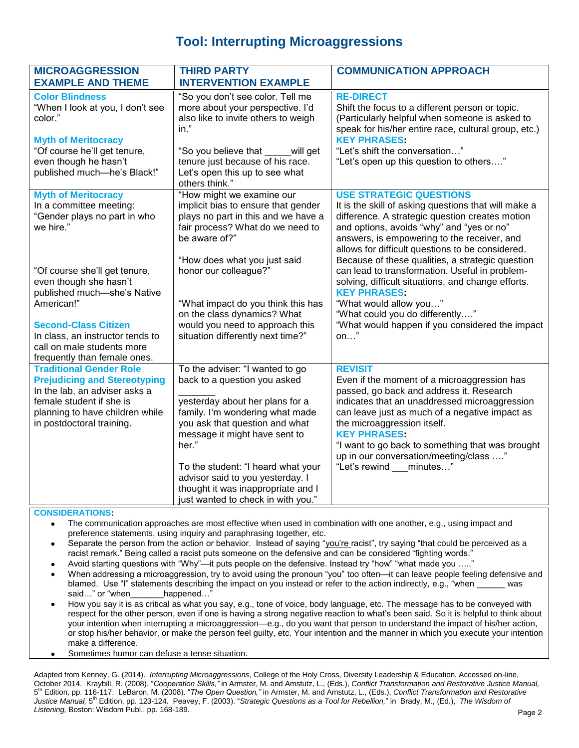# Tool: Interrupting Microaggressions

| MICROAGGRESSION EXAMPLE AND THEME | THIRD PARTY INTERVENTION EXAMPLE | COMMUNICATION APPROACH |
|---|---|---|
| **Color Blindness**<br>"When I look at you, I don't see color."<br><br>**Myth of Meritocracy**<br>"Of course he'll get tenure, even though he hasn't published much—he's Black!" | "So you don't see color. Tell me more about your perspective. I'd also like to invite others to weigh in."<br><br>"So you believe that _____will get tenure just because of his race. Let's open this up to see what others think." | **RE-DIRECT**<br>Shift the focus to a different person or topic. (Particularly helpful when someone is asked to speak for his/her entire race, cultural group, etc.)<br>**KEY PHRASES:**<br>"Let's shift the conversation…"<br>"Let's open up this question to others…." |
| **Myth of Meritocracy**<br>In a committee meeting: "Gender plays no part in who we hire."<br><br>"Of course she'll get tenure, even though she hasn't published much—she's Native American!"<br><br>**Second-Class Citizen**<br>In class, an instructor tends to call on male students more frequently than female ones. | "How might we examine our implicit bias to ensure that gender plays no part in this and we have a fair process? What do we need to be aware of?"<br><br>"How does what you just said honor our colleague?"<br><br>"What impact do you think this has on the class dynamics? What would you need to approach this situation differently next time?" | **USE STRATEGIC QUESTIONS**<br>It is the skill of asking questions that will make a difference. A strategic question creates motion and options, avoids "why" and "yes or no" answers, is empowering to the receiver, and allows for difficult questions to be considered. Because of these qualities, a strategic question can lead to transformation. Useful in problem-solving, difficult situations, and change efforts.<br>**KEY PHRASES:**<br>"What would allow you…"<br>"What could you do differently…."<br>"What would happen if you considered the impact on…" |
| **Traditional Gender Role Prejudicing and Stereotyping**<br>In the lab, an adviser asks a female student if she is planning to have children while in postdoctoral training. | To the adviser: "I wanted to go back to a question you asked _______ yesterday about her plans for a family. I'm wondering what made you ask that question and what message it might have sent to her."<br><br>To the student: "I heard what your advisor said to you yesterday. I thought it was inappropriate and I just wanted to check in with you." | **REVISIT**<br>Even if the moment of a microaggression has passed, go back and address it. Research indicates that an unaddressed microaggression can leave just as much of a negative impact as the microaggression itself.<br>**KEY PHRASES:**<br>"I want to go back to something that was brought up in our conversation/meeting/class …."<br>"Let's rewind ___minutes…" |

**CONSIDERATIONS:**

- The communication approaches are most effective when used in combination with one another, e.g., using impact and preference statements, using inquiry and paraphrasing together, etc.
- Separate the person from the action or behavior. Instead of saying "you're racist", try saying "that could be perceived as a racist remark." Being called a racist puts someone on the defensive and can be considered "fighting words."
- Avoid starting questions with "Why"—it puts people on the defensive. Instead try "how" "what made you ….."
- When addressing a microaggression, try to avoid using the pronoun "you" too often—it can leave people feeling defensive and blamed. Use "I" statements describing the impact on you instead or refer to the action indirectly, e.g., "when ______ was said…" or "when_______happened…"
- How you say it is as critical as what you say, e.g., tone of voice, body language, etc. The message has to be conveyed with respect for the other person, even if one is having a strong negative reaction to what's been said. So it is helpful to think about your intention when interrupting a microaggression—e.g., do you want that person to understand the impact of his/her action, or stop his/her behavior, or make the person feel guilty, etc. Your intention and the manner in which you execute your intention make a difference.
- Sometimes humor can defuse a tense situation.

Adapted from Kenney, G. (2014). *Interrupting Microaggressions*, College of the Holy Cross, Diversity Leadership & Education. Accessed on-line, October 2014. Kraybill, R. (2008). "*Cooperation Skills,"* in Armster, M. and Amstutz, L., (Eds.), *Conflict Transformation and Restorative Justice Manual,* 5th Edition, pp. 116-117. LeBaron, M. (2008). "*The Open Question,"* in Armster, M. and Amstutz, L., (Eds.), *Conflict Transformation and Restorative Justice Manual,* 5th Edition, pp. 123-124. Peavey, F. (2003). "*Strategic Questions as a Tool for Rebellion,*" in Brady, M., (Ed.), *The Wisdom of Listening,* Boston: Wisdom Publ., pp. 168-189.